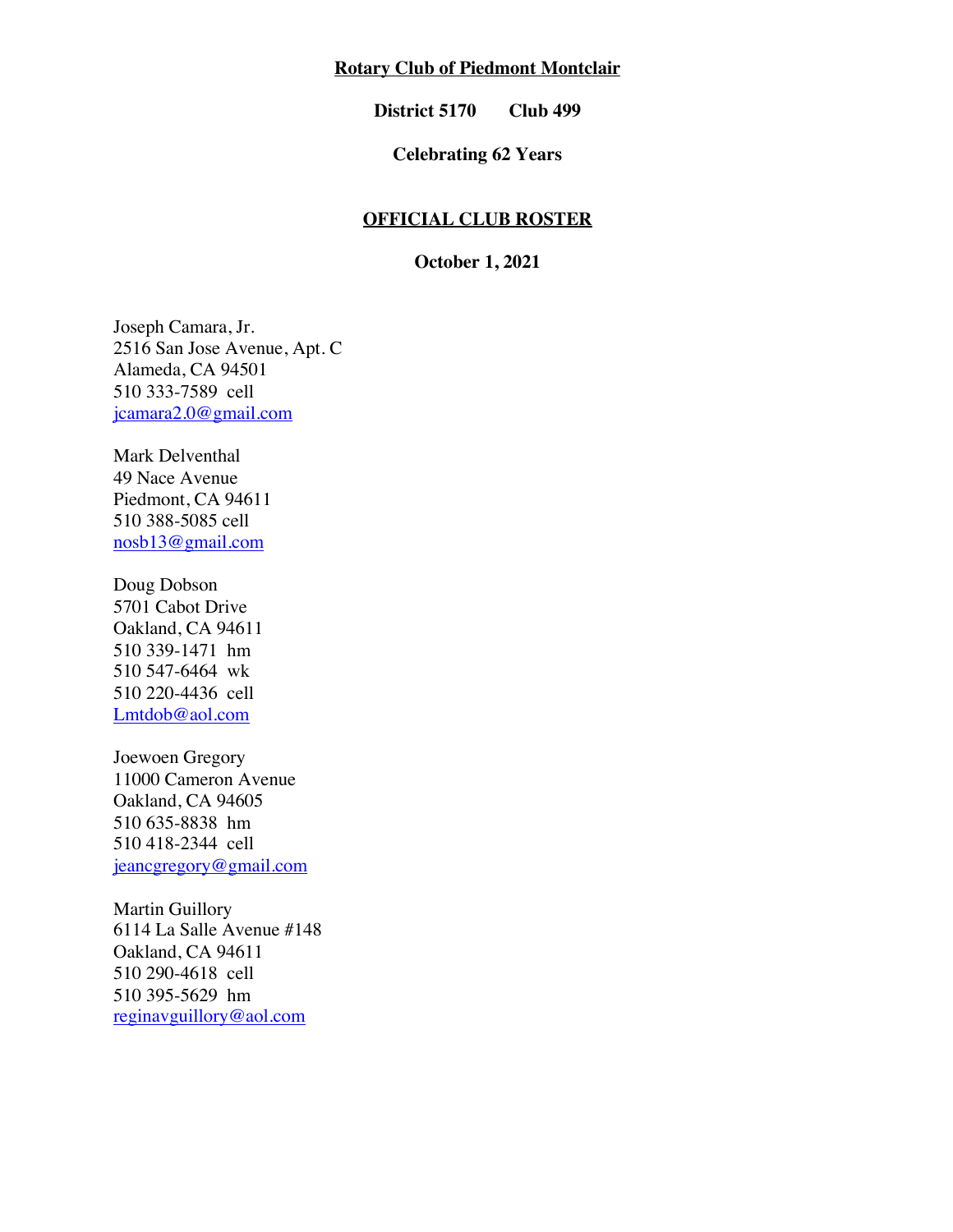**Rotary Club of Piedmont Montclair**

**District 5170 Club 499**

**Celebrating 62 Years**

**OFFICIAL CLUB ROSTER**

**October 1, 2021**

Joseph Camara, Jr.
2516 San Jose Avenue, Apt. C
Alameda, CA 94501
510 333-7589 cell
jcamara2.0@gmail.com

Mark Delventhal
49 Nace Avenue
Piedmont, CA 94611
510 388-5085 cell
nosb13@gmail.com

Doug Dobson
5701 Cabot Drive
Oakland, CA 94611
510 339-1471 hm
510 547-6464 wk
510 220-4436 cell
Lmtdob@aol.com

Joewoen Gregory
11000 Cameron Avenue
Oakland, CA 94605
510 635-8838 hm
510 418-2344 cell
jeancgregory@gmail.com

Martin Guillory
6114 La Salle Avenue #148
Oakland, CA 94611
510 290-4618 cell
510 395-5629 hm
reginavguillory@aol.com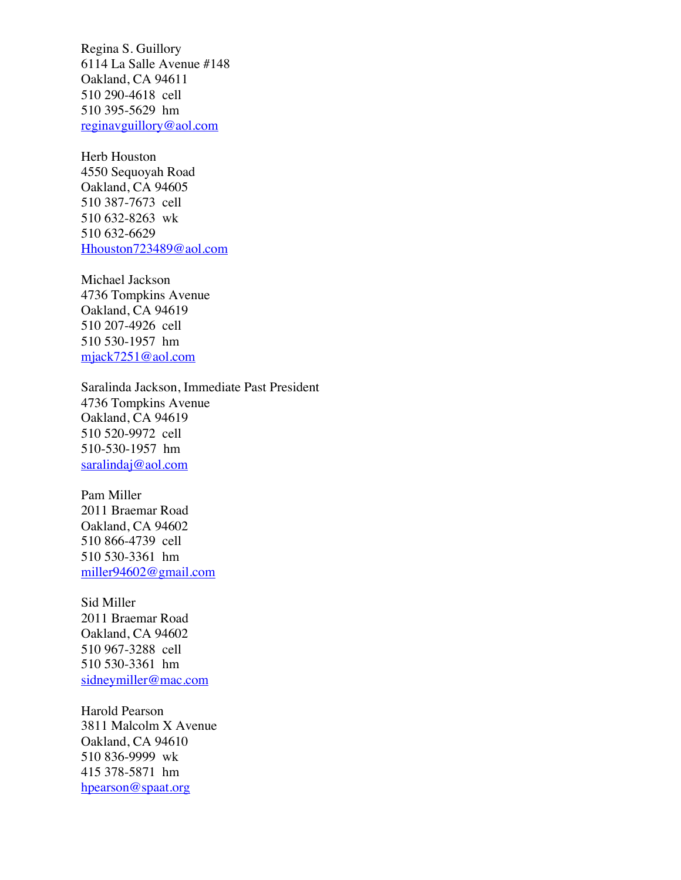Regina S. Guillory
6114 La Salle Avenue #148
Oakland, CA 94611
510 290-4618 cell
510 395-5629 hm
reginavguillory@aol.com

Herb Houston
4550 Sequoyah Road
Oakland, CA 94605
510 387-7673 cell
510 632-8263 wk
510 632-6629
Hhouston723489@aol.com

Michael Jackson
4736 Tompkins Avenue
Oakland, CA 94619
510 207-4926 cell
510 530-1957 hm
mjack7251@aol.com

Saralinda Jackson, Immediate Past President
4736 Tompkins Avenue
Oakland, CA 94619
510 520-9972 cell
510-530-1957 hm
saralindaj@aol.com

Pam Miller
2011 Braemar Road
Oakland, CA 94602
510 866-4739 cell
510 530-3361 hm
miller94602@gmail.com

Sid Miller
2011 Braemar Road
Oakland, CA 94602
510 967-3288 cell
510 530-3361 hm
sidneymiller@mac.com

Harold Pearson
3811 Malcolm X Avenue
Oakland, CA 94610
510 836-9999 wk
415 378-5871 hm
hpearson@spaat.org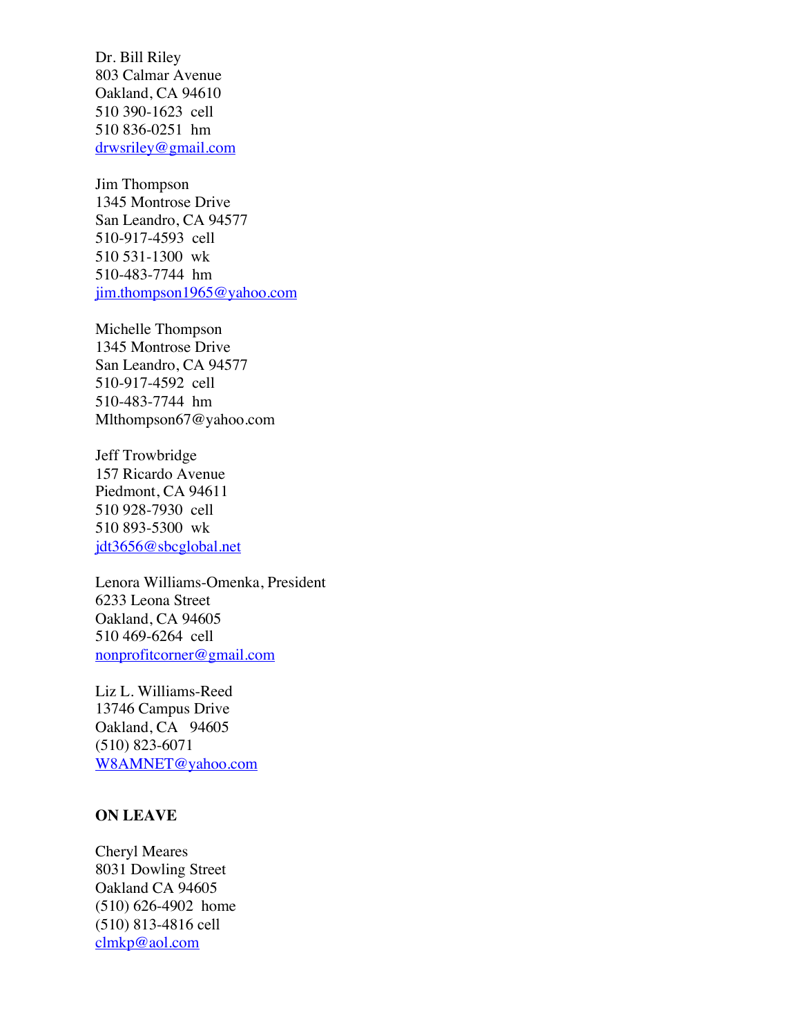Dr. Bill Riley
803 Calmar Avenue
Oakland, CA 94610
510 390-1623 cell
510 836-0251 hm
drwsriley@gmail.com

Jim Thompson
1345 Montrose Drive
San Leandro, CA 94577
510-917-4593 cell
510 531-1300 wk
510-483-7744 hm
jim.thompson1965@yahoo.com

Michelle Thompson
1345 Montrose Drive
San Leandro, CA 94577
510-917-4592 cell
510-483-7744 hm
Mlthompson67@yahoo.com

Jeff Trowbridge
157 Ricardo Avenue
Piedmont, CA 94611
510 928-7930 cell
510 893-5300 wk
jdt3656@sbcglobal.net

Lenora Williams-Omenka, President
6233 Leona Street
Oakland, CA 94605
510 469-6264 cell
nonprofitcorner@gmail.com

Liz L. Williams-Reed
13746 Campus Drive
Oakland, CA 94605
(510) 823-6071
W8AMNET@yahoo.com

**ON LEAVE**

Cheryl Meares
8031 Dowling Street
Oakland CA 94605
(510) 626-4902 home
(510) 813-4816 cell
clmkp@aol.com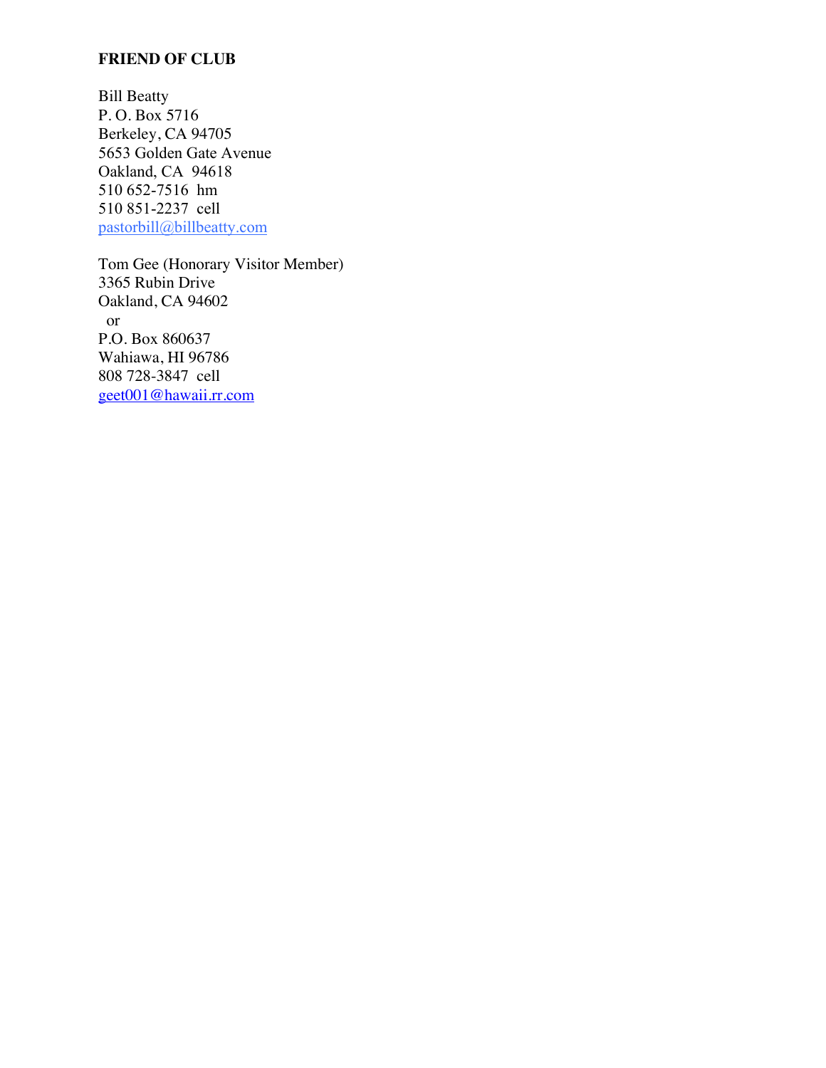**FRIEND OF CLUB**

Bill Beatty
P. O. Box 5716
Berkeley, CA 94705
5653 Golden Gate Avenue
Oakland, CA 94618
510 652-7516 hm
510 851-2237 cell
pastorbill@billbeatty.com

Tom Gee (Honorary Visitor Member)
3365 Rubin Drive
Oakland, CA 94602
or
P.O. Box 860637
Wahiawa, HI 96786
808 728-3847 cell
geet001@hawaii.rr.com